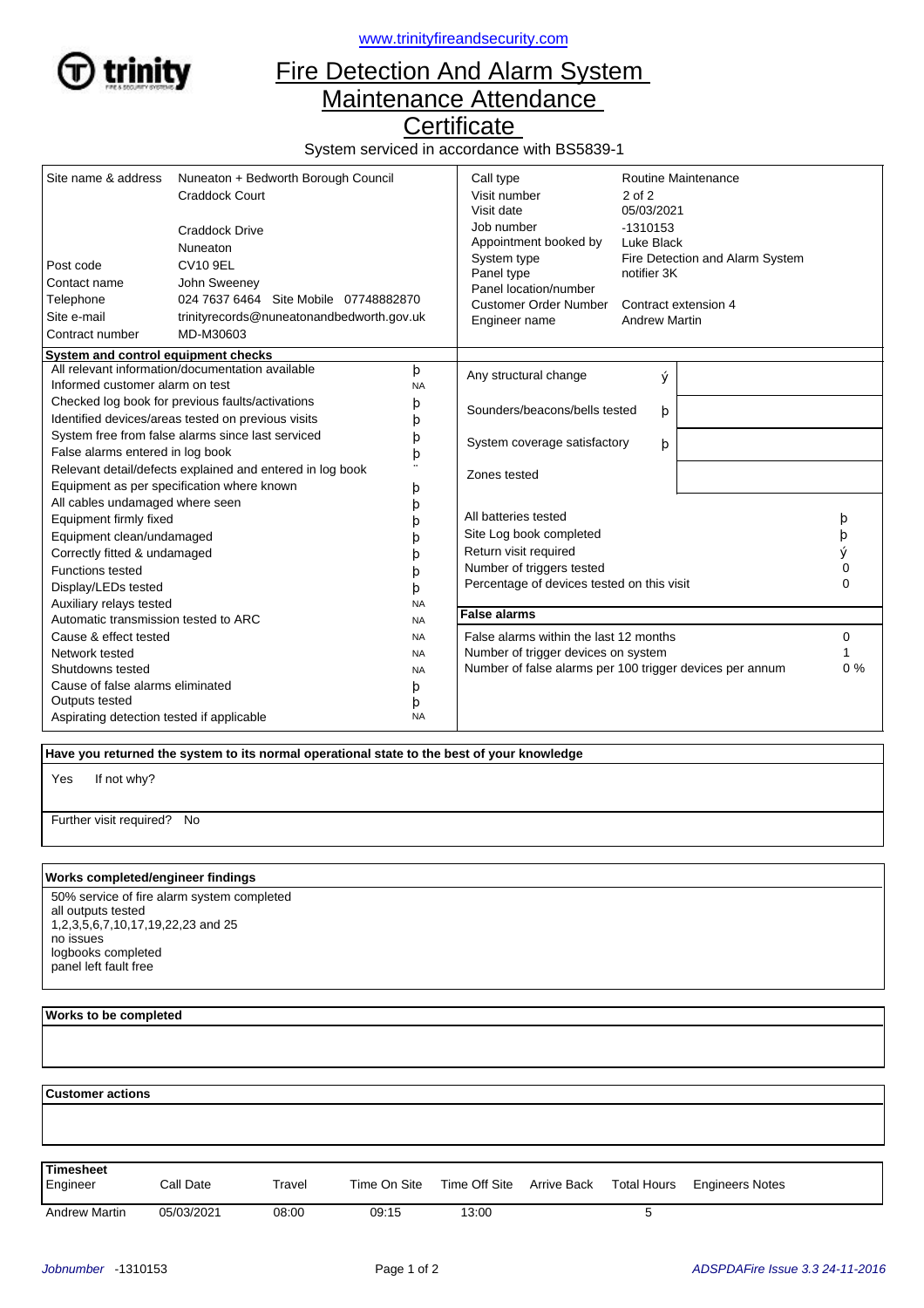www.trinityfireandsecurity.com

# Fire Detection And Alarm System Maintenance Attendance Certificate

System serviced in accordance with BS5839-1

| | | | |
|---|---|---|---|
| Site name & address | Nuneaton + Bedworth Borough Council<br>Craddock Court<br><br>Craddock Drive<br>Nuneaton | Call type | Routine Maintenance |
| | | Visit number | 2 of 2 |
| | | Visit date | 05/03/2021 |
| | | Job number | -1310153 |
| | | Appointment booked by | Luke Black |
| Post code | CV10 9EL | System type | Fire Detection and Alarm System |
| Contact name | John Sweeney | Panel type | notifier 3K |
| Telephone | 024 7637 6464 Site Mobile 07748882870 | Panel location/number | |
| Site e-mail | trinityrecords@nuneatonandbedworth.gov.uk | Customer Order Number | Contract extension 4 |
| Contract number | MD-M30603 | Engineer name | Andrew Martin |

**System and control equipment checks**

| Check | |
|---|---|
| All relevant information/documentation available | þ |
| Informed customer alarm on test | NA |
| Checked log book for previous faults/activations | þ |
| Identified devices/areas tested on previous visits | þ |
| System free from false alarms since last serviced | þ |
| False alarms entered in log book | þ |
| Relevant detail/defects explained and entered in log book | ¨ |
| Equipment as per specification where known | þ |
| All cables undamaged where seen | þ |
| Equipment firmly fixed | þ |
| Equipment clean/undamaged | þ |
| Correctly fitted & undamaged | þ |
| Functions tested | þ |
| Display/LEDs tested | þ |
| Auxiliary relays tested | NA |
| Automatic transmission tested to ARC | NA |
| Cause & effect tested | NA |
| Network tested | NA |
| Shutdowns tested | NA |
| Cause of false alarms eliminated | þ |
| Outputs tested | þ |
| Aspirating detection tested if applicable | NA |

| Check | | |
|---|---|---|
| Any structural change | ý | |
| Sounders/beacons/bells tested | þ | |
| System coverage satisfactory | þ | |
| Zones tested | | |

| | |
|---|---|
| All batteries tested | þ |
| Site Log book completed | þ |
| Return visit required | ý |
| Number of triggers tested | 0 |
| Percentage of devices tested on this visit | 0 |

**False alarms**

| | |
|---|---|
| False alarms within the last 12 months | 0 |
| Number of trigger devices on system | 1 |
| Number of false alarms per 100 trigger devices per annum | 0 % |

**Have you returned the system to its normal operational state to the best of your knowledge**

Yes  If not why?

Further visit required? No

**Works completed/engineer findings**

50% service of fire alarm system completed
all outputs tested
1,2,3,5,6,7,10,17,19,22,23 and 25
no issues
logbooks completed
panel left fault free

**Works to be completed**

**Customer actions**

**Timesheet**

| Engineer | Call Date | Travel | Time On Site | Time Off Site | Arrive Back | Total Hours | Engineers Notes |
|---|---|---|---|---|---|---|---|
| Andrew Martin | 05/03/2021 | 08:00 | 09:15 | 13:00 | | 5 | |

Jobnumber -1310153

ADSPDAFire Issue 3.3 24-11-2016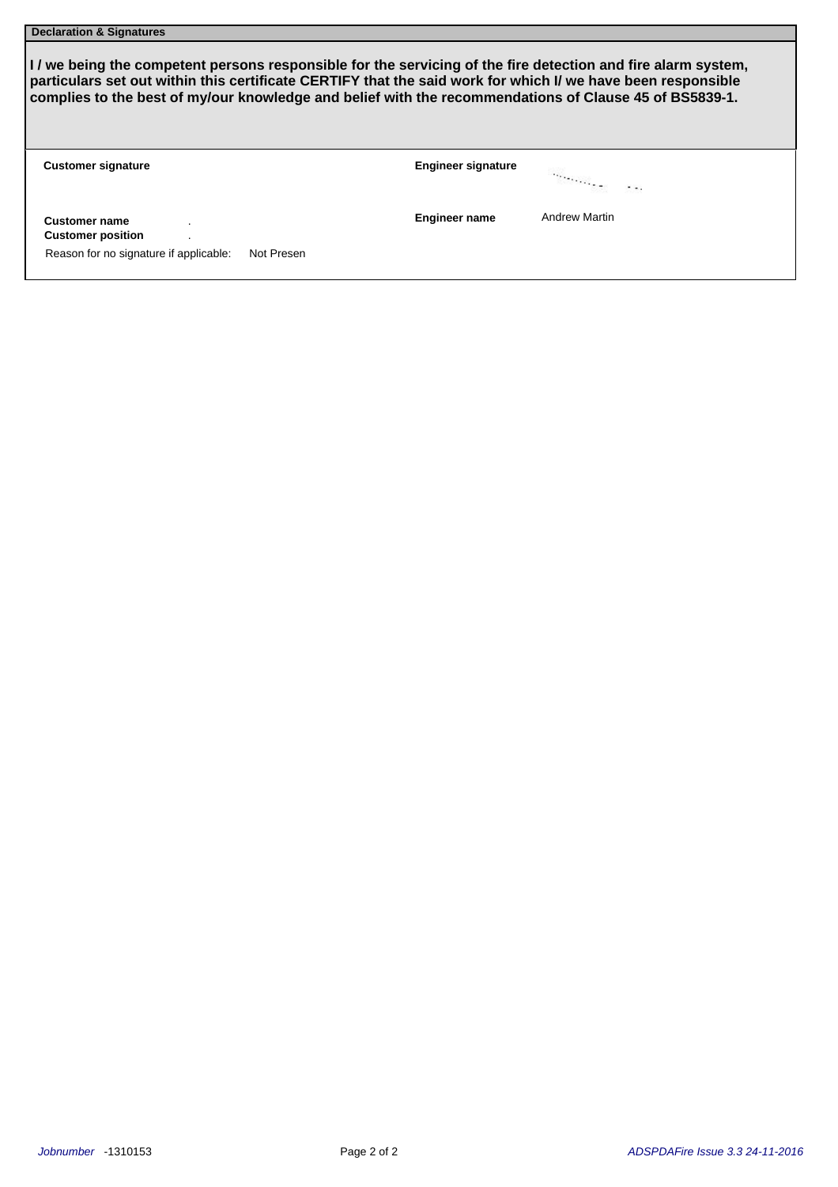## Declaration & Signatures

**I / we being the competent persons responsible for the servicing of the fire detection and fire alarm system, particulars set out within this certificate CERTIFY that the said work for which I/ we have been responsible complies to the best of my/our knowledge and belief with the recommendations of Clause 45 of BS5839-1.**

| | | | |
|---|---|---|---|
| **Customer signature** | | **Engineer signature** | |
| **Customer name** | . | **Engineer name** | Andrew Martin |
| **Customer position** | . | | |
| Reason for no signature if applicable: | Not Presen | | |

*Jobnumber* -1310153

*ADSPDAFire Issue 3.3 24-11-2016*